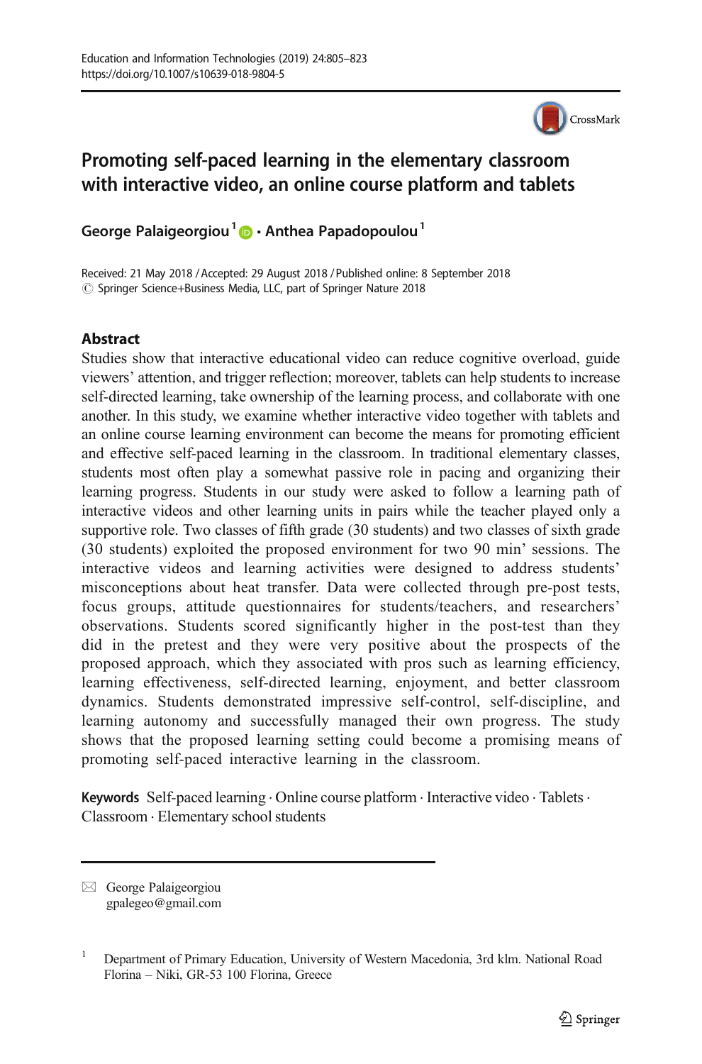# Promoting self-paced learning in the elementary classroom with interactive video, an online course platform and tablets

George Palaigeorgiou[1] · Anthea Papadopoulou[1]

Received: 21 May 2018 / Accepted: 29 August 2018 / Published online: 8 September 2018
© Springer Science+Business Media, LLC, part of Springer Nature 2018

## Abstract

Studies show that interactive educational video can reduce cognitive overload, guide viewers' attention, and trigger reflection; moreover, tablets can help students to increase self-directed learning, take ownership of the learning process, and collaborate with one another. In this study, we examine whether interactive video together with tablets and an online course learning environment can become the means for promoting efficient and effective self-paced learning in the classroom. In traditional elementary classes, students most often play a somewhat passive role in pacing and organizing their learning progress. Students in our study were asked to follow a learning path of interactive videos and other learning units in pairs while the teacher played only a supportive role. Two classes of fifth grade (30 students) and two classes of sixth grade (30 students) exploited the proposed environment for two 90 min' sessions. The interactive videos and learning activities were designed to address students' misconceptions about heat transfer. Data were collected through pre-post tests, focus groups, attitude questionnaires for students/teachers, and researchers' observations. Students scored significantly higher in the post-test than they did in the pretest and they were very positive about the prospects of the proposed approach, which they associated with pros such as learning efficiency, learning effectiveness, self-directed learning, enjoyment, and better classroom dynamics. Students demonstrated impressive self-control, self-discipline, and learning autonomy and successfully managed their own progress. The study shows that the proposed learning setting could become a promising means of promoting self-paced interactive learning in the classroom.

**Keywords** Self-paced learning · Online course platform · Interactive video · Tablets · Classroom · Elementary school students

---

✉ George Palaigeorgiou
gpalegeo@gmail.com

[1] Department of Primary Education, University of Western Macedonia, 3rd klm. National Road Florina – Niki, GR-53 100 Florina, Greece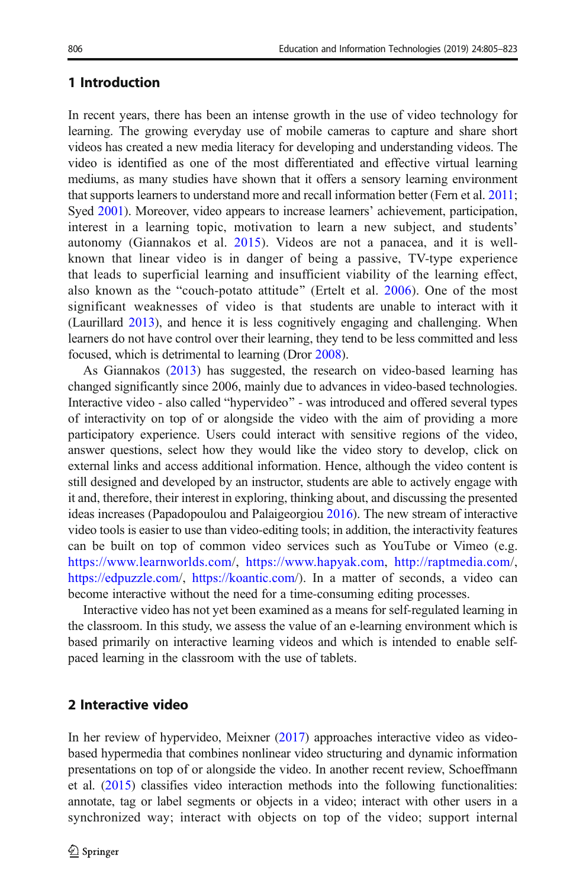## 1 Introduction

In recent years, there has been an intense growth in the use of video technology for learning. The growing everyday use of mobile cameras to capture and share short videos has created a new media literacy for developing and understanding videos. The video is identified as one of the most differentiated and effective virtual learning mediums, as many studies have shown that it offers a sensory learning environment that supports learners to understand more and recall information better (Fern et al. 2011; Syed 2001). Moreover, video appears to increase learners' achievement, participation, interest in a learning topic, motivation to learn a new subject, and students' autonomy (Giannakos et al. 2015). Videos are not a panacea, and it is well-known that linear video is in danger of being a passive, TV-type experience that leads to superficial learning and insufficient viability of the learning effect, also known as the "couch-potato attitude" (Ertelt et al. 2006). One of the most significant weaknesses of video is that students are unable to interact with it (Laurillard 2013), and hence it is less cognitively engaging and challenging. When learners do not have control over their learning, they tend to be less committed and less focused, which is detrimental to learning (Dror 2008).

As Giannakos (2013) has suggested, the research on video-based learning has changed significantly since 2006, mainly due to advances in video-based technologies. Interactive video - also called "hypervideo" - was introduced and offered several types of interactivity on top of or alongside the video with the aim of providing a more participatory experience. Users could interact with sensitive regions of the video, answer questions, select how they would like the video story to develop, click on external links and access additional information. Hence, although the video content is still designed and developed by an instructor, students are able to actively engage with it and, therefore, their interest in exploring, thinking about, and discussing the presented ideas increases (Papadopoulou and Palaigeorgiou 2016). The new stream of interactive video tools is easier to use than video-editing tools; in addition, the interactivity features can be built on top of common video services such as YouTube or Vimeo (e.g. https://www.learnworlds.com/, https://www.hapyak.com, http://raptmedia.com/, https://edpuzzle.com/, https://koantic.com/). In a matter of seconds, a video can become interactive without the need for a time-consuming editing processes.

Interactive video has not yet been examined as a means for self-regulated learning in the classroom. In this study, we assess the value of an e-learning environment which is based primarily on interactive learning videos and which is intended to enable self-paced learning in the classroom with the use of tablets.

## 2 Interactive video

In her review of hypervideo, Meixner (2017) approaches interactive video as video-based hypermedia that combines nonlinear video structuring and dynamic information presentations on top of or alongside the video. In another recent review, Schoeffmann et al. (2015) classifies video interaction methods into the following functionalities: annotate, tag or label segments or objects in a video; interact with other users in a synchronized way; interact with objects on top of the video; support internal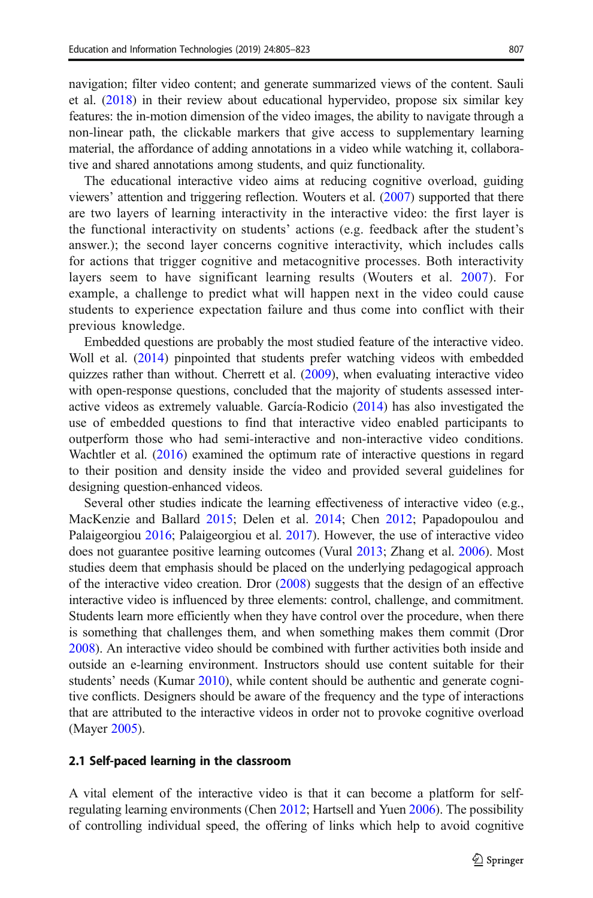navigation; filter video content; and generate summarized views of the content. Sauli et al. (2018) in their review about educational hypervideo, propose six similar key features: the in-motion dimension of the video images, the ability to navigate through a non-linear path, the clickable markers that give access to supplementary learning material, the affordance of adding annotations in a video while watching it, collaborative and shared annotations among students, and quiz functionality.

The educational interactive video aims at reducing cognitive overload, guiding viewers' attention and triggering reflection. Wouters et al. (2007) supported that there are two layers of learning interactivity in the interactive video: the first layer is the functional interactivity on students' actions (e.g. feedback after the student's answer.); the second layer concerns cognitive interactivity, which includes calls for actions that trigger cognitive and metacognitive processes. Both interactivity layers seem to have significant learning results (Wouters et al. 2007). For example, a challenge to predict what will happen next in the video could cause students to experience expectation failure and thus come into conflict with their previous knowledge.

Embedded questions are probably the most studied feature of the interactive video. Woll et al. (2014) pinpointed that students prefer watching videos with embedded quizzes rather than without. Cherrett et al. (2009), when evaluating interactive video with open-response questions, concluded that the majority of students assessed interactive videos as extremely valuable. García-Rodicio (2014) has also investigated the use of embedded questions to find that interactive video enabled participants to outperform those who had semi-interactive and non-interactive video conditions. Wachtler et al. (2016) examined the optimum rate of interactive questions in regard to their position and density inside the video and provided several guidelines for designing question-enhanced videos.

Several other studies indicate the learning effectiveness of interactive video (e.g., MacKenzie and Ballard 2015; Delen et al. 2014; Chen 2012; Papadopoulou and Palaigeorgiou 2016; Palaigeorgiou et al. 2017). However, the use of interactive video does not guarantee positive learning outcomes (Vural 2013; Zhang et al. 2006). Most studies deem that emphasis should be placed on the underlying pedagogical approach of the interactive video creation. Dror (2008) suggests that the design of an effective interactive video is influenced by three elements: control, challenge, and commitment. Students learn more efficiently when they have control over the procedure, when there is something that challenges them, and when something makes them commit (Dror 2008). An interactive video should be combined with further activities both inside and outside an e-learning environment. Instructors should use content suitable for their students' needs (Kumar 2010), while content should be authentic and generate cognitive conflicts. Designers should be aware of the frequency and the type of interactions that are attributed to the interactive videos in order not to provoke cognitive overload (Mayer 2005).

### 2.1 Self-paced learning in the classroom

A vital element of the interactive video is that it can become a platform for self-regulating learning environments (Chen 2012; Hartsell and Yuen 2006). The possibility of controlling individual speed, the offering of links which help to avoid cognitive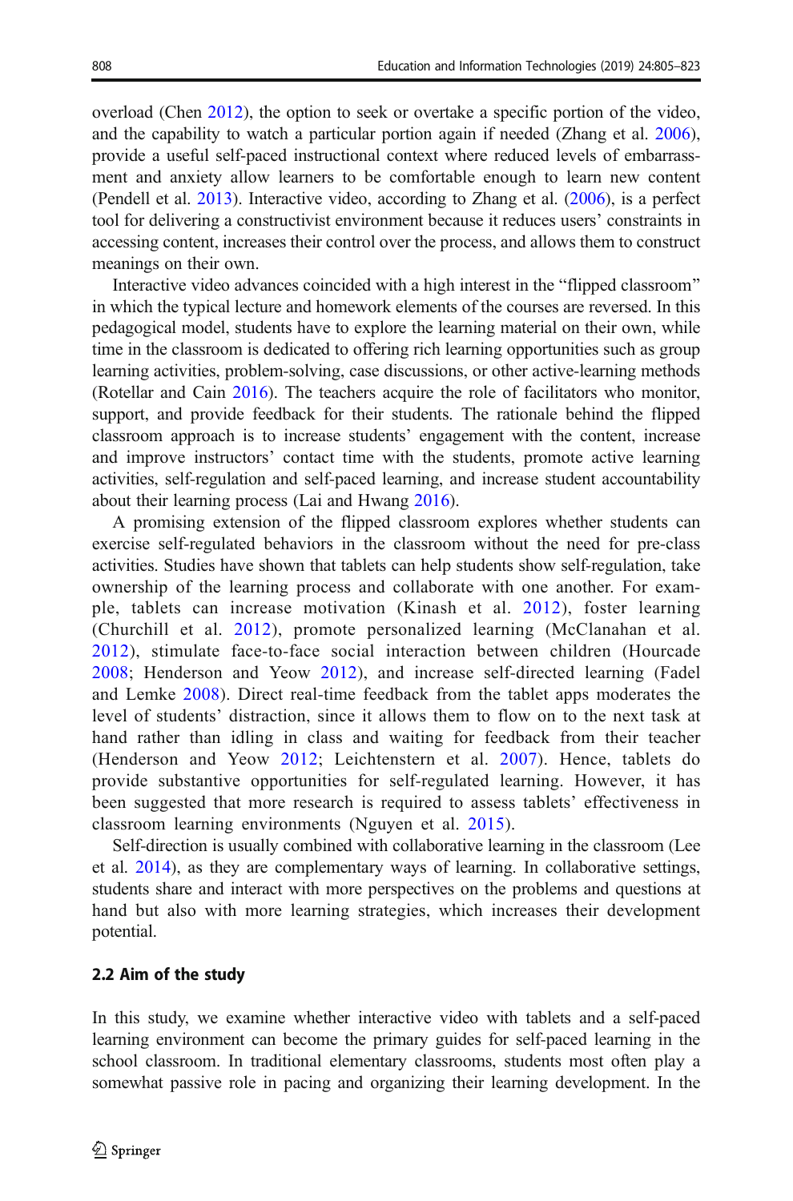overload (Chen 2012), the option to seek or overtake a specific portion of the video, and the capability to watch a particular portion again if needed (Zhang et al. 2006), provide a useful self-paced instructional context where reduced levels of embarrassment and anxiety allow learners to be comfortable enough to learn new content (Pendell et al. 2013). Interactive video, according to Zhang et al. (2006), is a perfect tool for delivering a constructivist environment because it reduces users' constraints in accessing content, increases their control over the process, and allows them to construct meanings on their own.

Interactive video advances coincided with a high interest in the "flipped classroom" in which the typical lecture and homework elements of the courses are reversed. In this pedagogical model, students have to explore the learning material on their own, while time in the classroom is dedicated to offering rich learning opportunities such as group learning activities, problem-solving, case discussions, or other active-learning methods (Rotellar and Cain 2016). The teachers acquire the role of facilitators who monitor, support, and provide feedback for their students. The rationale behind the flipped classroom approach is to increase students' engagement with the content, increase and improve instructors' contact time with the students, promote active learning activities, self-regulation and self-paced learning, and increase student accountability about their learning process (Lai and Hwang 2016).

A promising extension of the flipped classroom explores whether students can exercise self-regulated behaviors in the classroom without the need for pre-class activities. Studies have shown that tablets can help students show self-regulation, take ownership of the learning process and collaborate with one another. For example, tablets can increase motivation (Kinash et al. 2012), foster learning (Churchill et al. 2012), promote personalized learning (McClanahan et al. 2012), stimulate face-to-face social interaction between children (Hourcade 2008; Henderson and Yeow 2012), and increase self-directed learning (Fadel and Lemke 2008). Direct real-time feedback from the tablet apps moderates the level of students' distraction, since it allows them to flow on to the next task at hand rather than idling in class and waiting for feedback from their teacher (Henderson and Yeow 2012; Leichtenstern et al. 2007). Hence, tablets do provide substantive opportunities for self-regulated learning. However, it has been suggested that more research is required to assess tablets' effectiveness in classroom learning environments (Nguyen et al. 2015).

Self-direction is usually combined with collaborative learning in the classroom (Lee et al. 2014), as they are complementary ways of learning. In collaborative settings, students share and interact with more perspectives on the problems and questions at hand but also with more learning strategies, which increases their development potential.

### 2.2 Aim of the study

In this study, we examine whether interactive video with tablets and a self-paced learning environment can become the primary guides for self-paced learning in the school classroom. In traditional elementary classrooms, students most often play a somewhat passive role in pacing and organizing their learning development. In the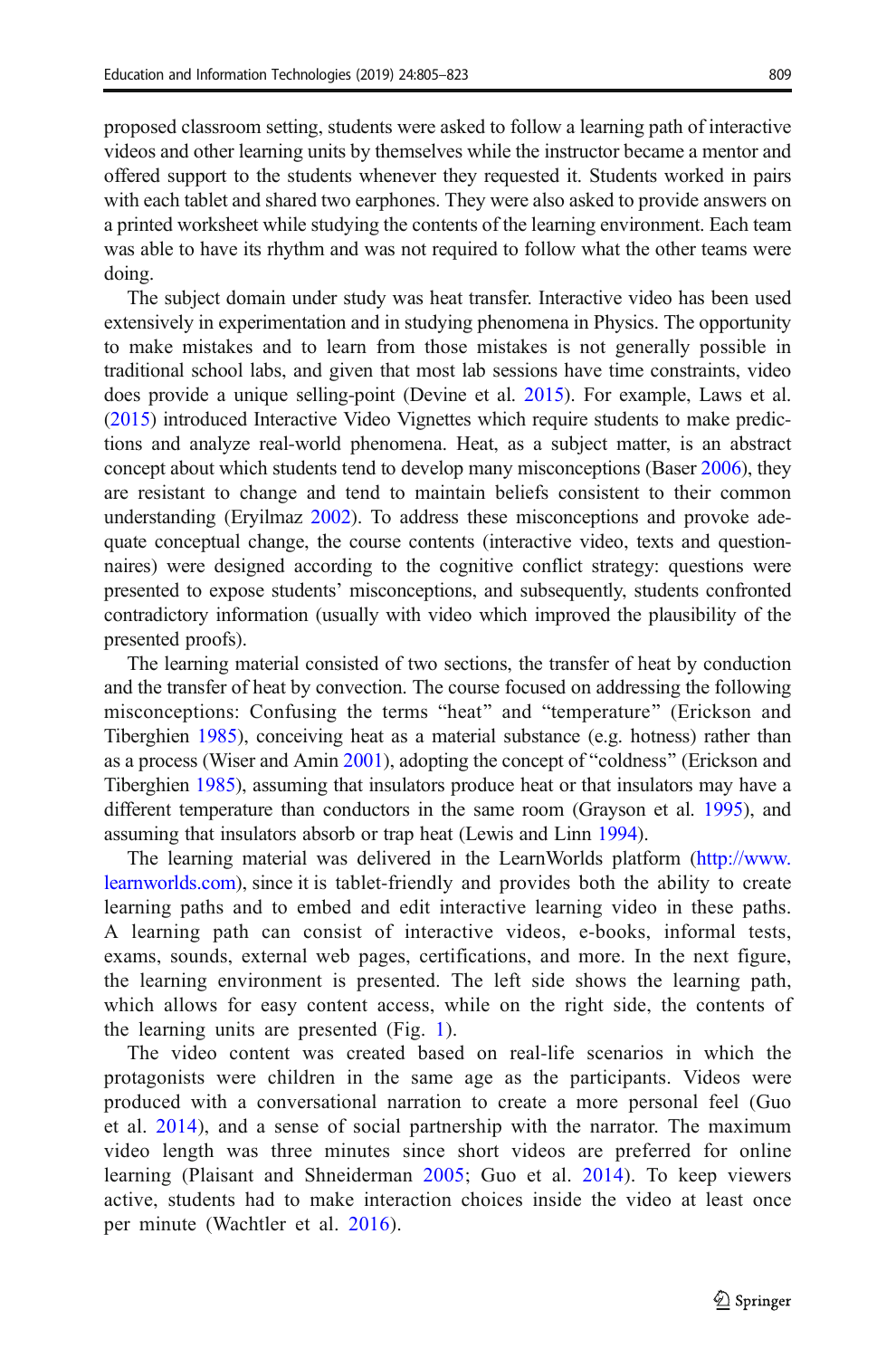proposed classroom setting, students were asked to follow a learning path of interactive videos and other learning units by themselves while the instructor became a mentor and offered support to the students whenever they requested it. Students worked in pairs with each tablet and shared two earphones. They were also asked to provide answers on a printed worksheet while studying the contents of the learning environment. Each team was able to have its rhythm and was not required to follow what the other teams were doing.

The subject domain under study was heat transfer. Interactive video has been used extensively in experimentation and in studying phenomena in Physics. The opportunity to make mistakes and to learn from those mistakes is not generally possible in traditional school labs, and given that most lab sessions have time constraints, video does provide a unique selling-point (Devine et al. 2015). For example, Laws et al. (2015) introduced Interactive Video Vignettes which require students to make predictions and analyze real-world phenomena. Heat, as a subject matter, is an abstract concept about which students tend to develop many misconceptions (Baser 2006), they are resistant to change and tend to maintain beliefs consistent to their common understanding (Eryilmaz 2002). To address these misconceptions and provoke adequate conceptual change, the course contents (interactive video, texts and questionnaires) were designed according to the cognitive conflict strategy: questions were presented to expose students' misconceptions, and subsequently, students confronted contradictory information (usually with video which improved the plausibility of the presented proofs).

The learning material consisted of two sections, the transfer of heat by conduction and the transfer of heat by convection. The course focused on addressing the following misconceptions: Confusing the terms "heat" and "temperature" (Erickson and Tiberghien 1985), conceiving heat as a material substance (e.g. hotness) rather than as a process (Wiser and Amin 2001), adopting the concept of "coldness" (Erickson and Tiberghien 1985), assuming that insulators produce heat or that insulators may have a different temperature than conductors in the same room (Grayson et al. 1995), and assuming that insulators absorb or trap heat (Lewis and Linn 1994).

The learning material was delivered in the LearnWorlds platform (http://www.learnworlds.com), since it is tablet-friendly and provides both the ability to create learning paths and to embed and edit interactive learning video in these paths. A learning path can consist of interactive videos, e-books, informal tests, exams, sounds, external web pages, certifications, and more. In the next figure, the learning environment is presented. The left side shows the learning path, which allows for easy content access, while on the right side, the contents of the learning units are presented (Fig. 1).

The video content was created based on real-life scenarios in which the protagonists were children in the same age as the participants. Videos were produced with a conversational narration to create a more personal feel (Guo et al. 2014), and a sense of social partnership with the narrator. The maximum video length was three minutes since short videos are preferred for online learning (Plaisant and Shneiderman 2005; Guo et al. 2014). To keep viewers active, students had to make interaction choices inside the video at least once per minute (Wachtler et al. 2016).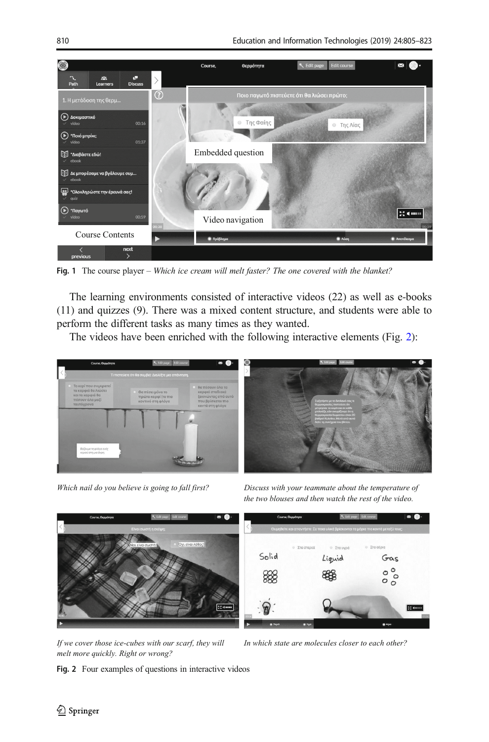**Fig. 1** The course player – *Which ice cream will melt faster? The one covered with the blanket?*

The learning environments consisted of interactive videos (22) as well as e-books (11) and quizzes (9). There was a mixed content structure, and students were able to perform the different tasks as many times as they wanted.

The videos have been enriched with the following interactive elements (Fig. 2):

*Which nail do you believe is going to fall first?*

*Discuss with your teammate about the temperature of the two blouses and then watch the rest of the video.*

*If we cover those ice-cubes with our scarf, they will melt more quickly. Right or wrong?*

*In which state are molecules closer to each other?*

**Fig. 2** Four examples of questions in interactive videos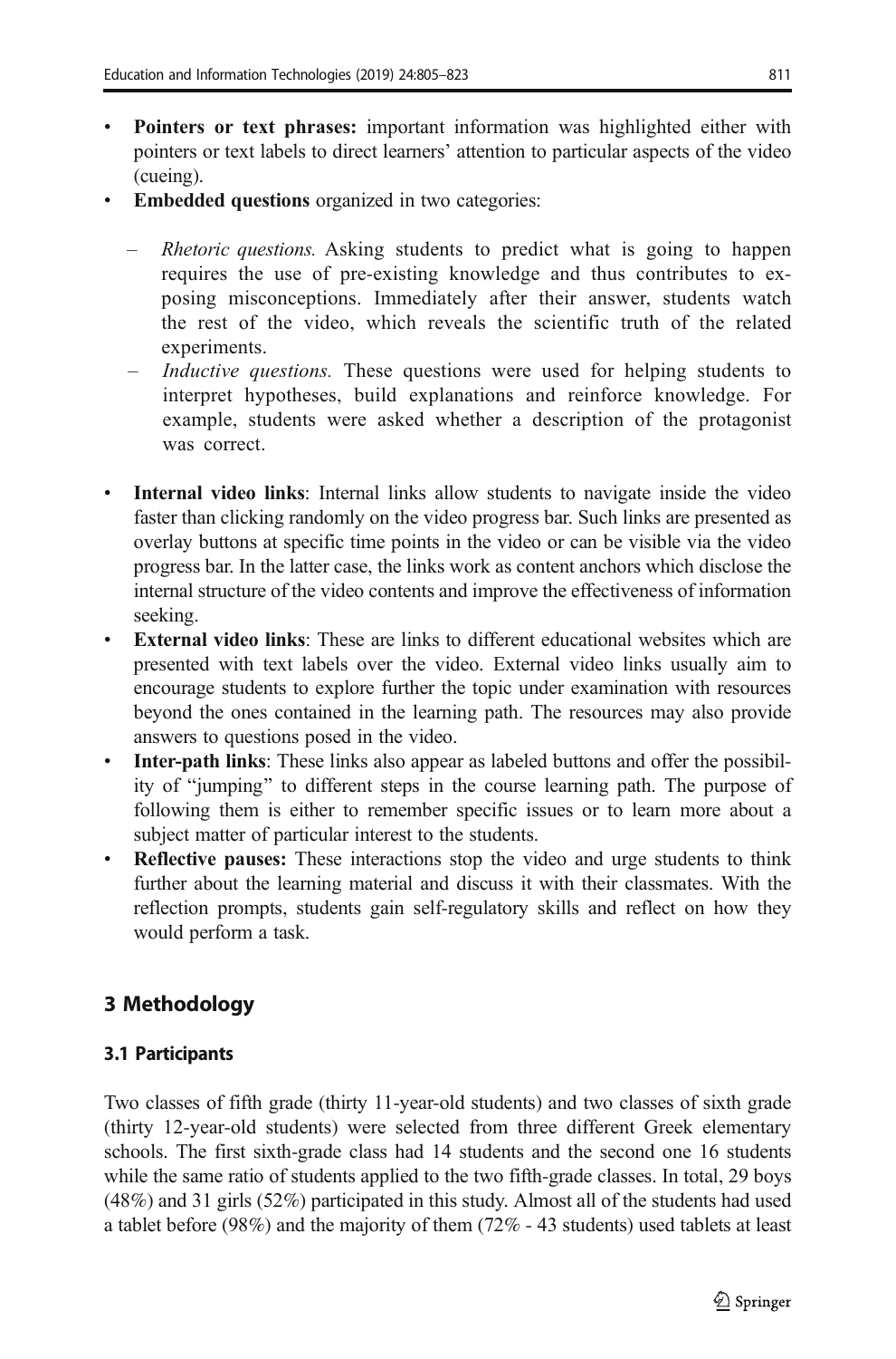- **Pointers or text phrases:** important information was highlighted either with pointers or text labels to direct learners' attention to particular aspects of the video (cueing).
- **Embedded questions** organized in two categories:
  - *Rhetoric questions.* Asking students to predict what is going to happen requires the use of pre-existing knowledge and thus contributes to exposing misconceptions. Immediately after their answer, students watch the rest of the video, which reveals the scientific truth of the related experiments.
  - *Inductive questions.* These questions were used for helping students to interpret hypotheses, build explanations and reinforce knowledge. For example, students were asked whether a description of the protagonist was correct.
- **Internal video links**: Internal links allow students to navigate inside the video faster than clicking randomly on the video progress bar. Such links are presented as overlay buttons at specific time points in the video or can be visible via the video progress bar. In the latter case, the links work as content anchors which disclose the internal structure of the video contents and improve the effectiveness of information seeking.
- **External video links**: These are links to different educational websites which are presented with text labels over the video. External video links usually aim to encourage students to explore further the topic under examination with resources beyond the ones contained in the learning path. The resources may also provide answers to questions posed in the video.
- **Inter-path links**: These links also appear as labeled buttons and offer the possibility of "jumping" to different steps in the course learning path. The purpose of following them is either to remember specific issues or to learn more about a subject matter of particular interest to the students.
- **Reflective pauses:** These interactions stop the video and urge students to think further about the learning material and discuss it with their classmates. With the reflection prompts, students gain self-regulatory skills and reflect on how they would perform a task.

## 3 Methodology

### 3.1 Participants

Two classes of fifth grade (thirty 11-year-old students) and two classes of sixth grade (thirty 12-year-old students) were selected from three different Greek elementary schools. The first sixth-grade class had 14 students and the second one 16 students while the same ratio of students applied to the two fifth-grade classes. In total, 29 boys (48%) and 31 girls (52%) participated in this study. Almost all of the students had used a tablet before (98%) and the majority of them (72% - 43 students) used tablets at least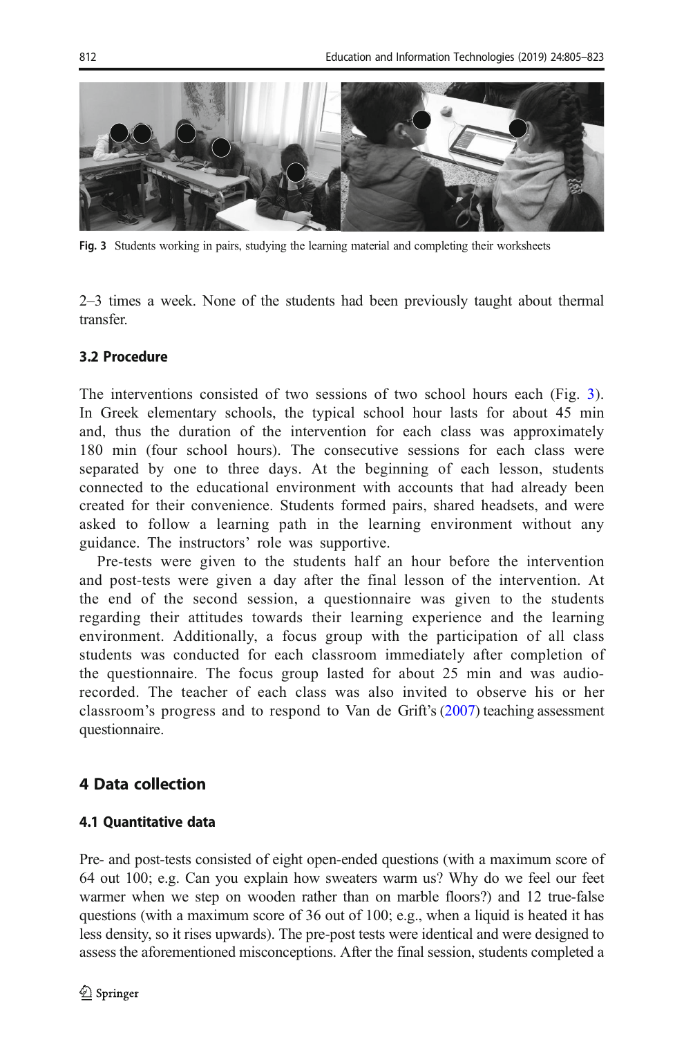Fig. 3 Students working in pairs, studying the learning material and completing their worksheets

2–3 times a week. None of the students had been previously taught about thermal transfer.

### 3.2 Procedure

The interventions consisted of two sessions of two school hours each (Fig. 3). In Greek elementary schools, the typical school hour lasts for about 45 min and, thus the duration of the intervention for each class was approximately 180 min (four school hours). The consecutive sessions for each class were separated by one to three days. At the beginning of each lesson, students connected to the educational environment with accounts that had already been created for their convenience. Students formed pairs, shared headsets, and were asked to follow a learning path in the learning environment without any guidance. The instructors' role was supportive.

Pre-tests were given to the students half an hour before the intervention and post-tests were given a day after the final lesson of the intervention. At the end of the second session, a questionnaire was given to the students regarding their attitudes towards their learning experience and the learning environment. Additionally, a focus group with the participation of all class students was conducted for each classroom immediately after completion of the questionnaire. The focus group lasted for about 25 min and was audio-recorded. The teacher of each class was also invited to observe his or her classroom's progress and to respond to Van de Grift's (2007) teaching assessment questionnaire.

## 4 Data collection

### 4.1 Quantitative data

Pre- and post-tests consisted of eight open-ended questions (with a maximum score of 64 out 100; e.g. Can you explain how sweaters warm us? Why do we feel our feet warmer when we step on wooden rather than on marble floors?) and 12 true-false questions (with a maximum score of 36 out of 100; e.g., when a liquid is heated it has less density, so it rises upwards). The pre-post tests were identical and were designed to assess the aforementioned misconceptions. After the final session, students completed a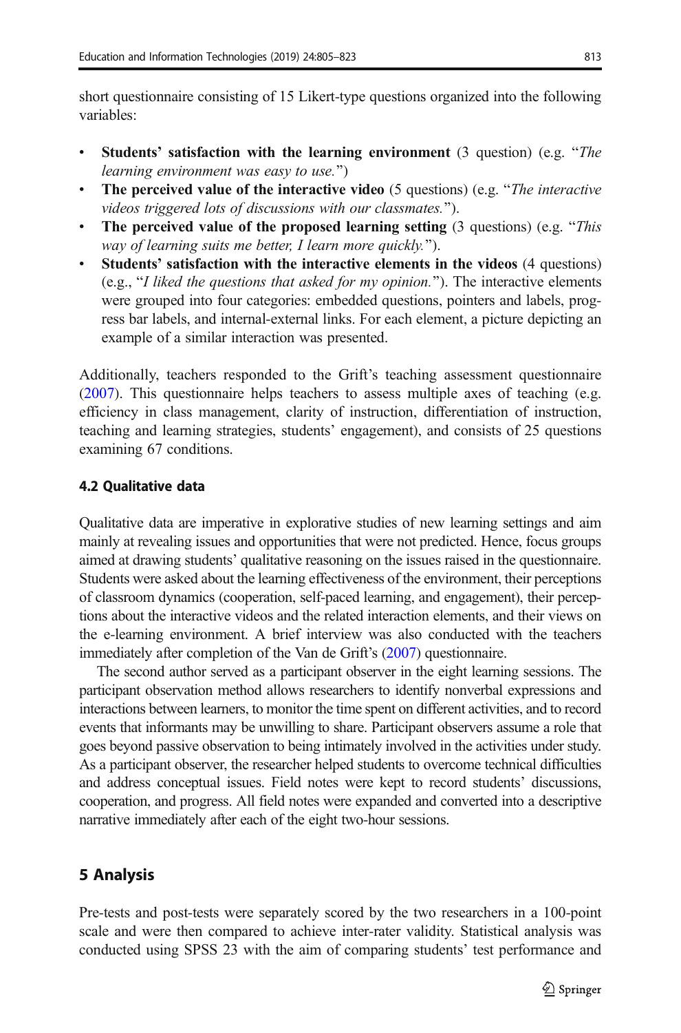short questionnaire consisting of 15 Likert-type questions organized into the following variables:

- **Students' satisfaction with the learning environment** (3 question) (e.g. "*The learning environment was easy to use.*")
- **The perceived value of the interactive video** (5 questions) (e.g. "*The interactive videos triggered lots of discussions with our classmates.*").
- **The perceived value of the proposed learning setting** (3 questions) (e.g. "*This way of learning suits me better, I learn more quickly.*").
- **Students' satisfaction with the interactive elements in the videos** (4 questions) (e.g., "*I liked the questions that asked for my opinion.*"). The interactive elements were grouped into four categories: embedded questions, pointers and labels, progress bar labels, and internal-external links. For each element, a picture depicting an example of a similar interaction was presented.

Additionally, teachers responded to the Grift's teaching assessment questionnaire (2007). This questionnaire helps teachers to assess multiple axes of teaching (e.g. efficiency in class management, clarity of instruction, differentiation of instruction, teaching and learning strategies, students' engagement), and consists of 25 questions examining 67 conditions.

### 4.2 Qualitative data

Qualitative data are imperative in explorative studies of new learning settings and aim mainly at revealing issues and opportunities that were not predicted. Hence, focus groups aimed at drawing students' qualitative reasoning on the issues raised in the questionnaire. Students were asked about the learning effectiveness of the environment, their perceptions of classroom dynamics (cooperation, self-paced learning, and engagement), their perceptions about the interactive videos and the related interaction elements, and their views on the e-learning environment. A brief interview was also conducted with the teachers immediately after completion of the Van de Grift's (2007) questionnaire.

The second author served as a participant observer in the eight learning sessions. The participant observation method allows researchers to identify nonverbal expressions and interactions between learners, to monitor the time spent on different activities, and to record events that informants may be unwilling to share. Participant observers assume a role that goes beyond passive observation to being intimately involved in the activities under study. As a participant observer, the researcher helped students to overcome technical difficulties and address conceptual issues. Field notes were kept to record students' discussions, cooperation, and progress. All field notes were expanded and converted into a descriptive narrative immediately after each of the eight two-hour sessions.

## 5 Analysis

Pre-tests and post-tests were separately scored by the two researchers in a 100-point scale and were then compared to achieve inter-rater validity. Statistical analysis was conducted using SPSS 23 with the aim of comparing students' test performance and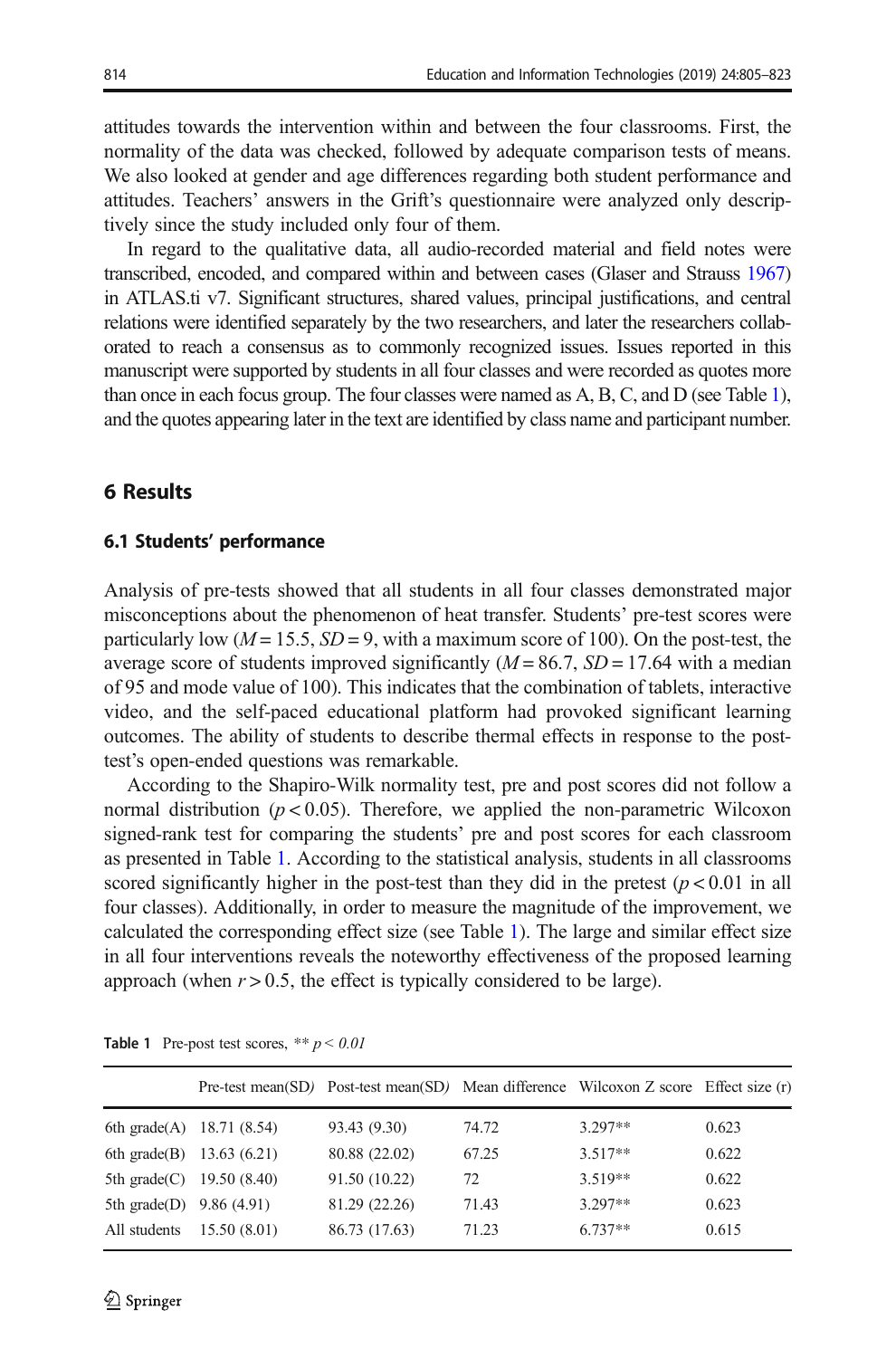attitudes towards the intervention within and between the four classrooms. First, the normality of the data was checked, followed by adequate comparison tests of means. We also looked at gender and age differences regarding both student performance and attitudes. Teachers' answers in the Grift's questionnaire were analyzed only descriptively since the study included only four of them.

In regard to the qualitative data, all audio-recorded material and field notes were transcribed, encoded, and compared within and between cases (Glaser and Strauss 1967) in ATLAS.ti v7. Significant structures, shared values, principal justifications, and central relations were identified separately by the two researchers, and later the researchers collaborated to reach a consensus as to commonly recognized issues. Issues reported in this manuscript were supported by students in all four classes and were recorded as quotes more than once in each focus group. The four classes were named as A, B, C, and D (see Table 1), and the quotes appearing later in the text are identified by class name and participant number.

## 6 Results

### 6.1 Students' performance

Analysis of pre-tests showed that all students in all four classes demonstrated major misconceptions about the phenomenon of heat transfer. Students' pre-test scores were particularly low ($M = 15.5$, $SD = 9$, with a maximum score of 100). On the post-test, the average score of students improved significantly ($M = 86.7$, $SD = 17.64$ with a median of 95 and mode value of 100). This indicates that the combination of tablets, interactive video, and the self-paced educational platform had provoked significant learning outcomes. The ability of students to describe thermal effects in response to the post-test's open-ended questions was remarkable.

According to the Shapiro-Wilk normality test, pre and post scores did not follow a normal distribution ($p < 0.05$). Therefore, we applied the non-parametric Wilcoxon signed-rank test for comparing the students' pre and post scores for each classroom as presented in Table 1. According to the statistical analysis, students in all classrooms scored significantly higher in the post-test than they did in the pretest ($p < 0.01$ in all four classes). Additionally, in order to measure the magnitude of the improvement, we calculated the corresponding effect size (see Table 1). The large and similar effect size in all four interventions reveals the noteworthy effectiveness of the proposed learning approach (when $r > 0.5$, the effect is typically considered to be large).

**Table 1** Pre-post test scores, ** $p < 0.01$

| | Pre-test mean(SD) | Post-test mean(SD) | Mean difference | Wilcoxon Z score | Effect size (r) |
|---|---|---|---|---|---|
| 6th grade(A) | 18.71 (8.54) | 93.43 (9.30) | 74.72 | 3.297** | 0.623 |
| 6th grade(B) | 13.63 (6.21) | 80.88 (22.02) | 67.25 | 3.517** | 0.622 |
| 5th grade(C) | 19.50 (8.40) | 91.50 (10.22) | 72 | 3.519** | 0.622 |
| 5th grade(D) | 9.86 (4.91) | 81.29 (22.26) | 71.43 | 3.297** | 0.623 |
| All students | 15.50 (8.01) | 86.73 (17.63) | 71.23 | 6.737** | 0.615 |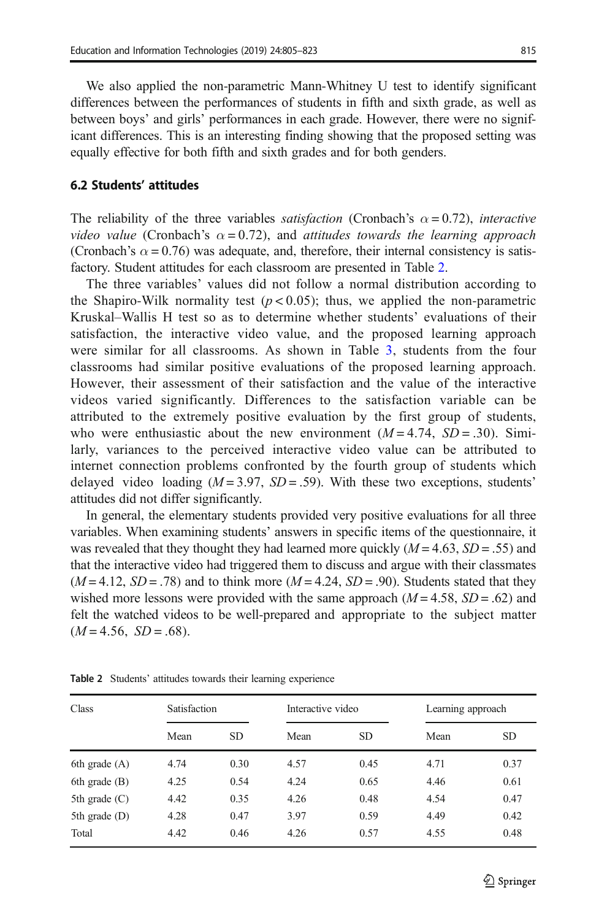We also applied the non-parametric Mann-Whitney U test to identify significant differences between the performances of students in fifth and sixth grade, as well as between boys' and girls' performances in each grade. However, there were no significant differences. This is an interesting finding showing that the proposed setting was equally effective for both fifth and sixth grades and for both genders.

### 6.2 Students' attitudes

The reliability of the three variables *satisfaction* (Cronbach's $\alpha = 0.72$), *interactive video value* (Cronbach's $\alpha = 0.72$), and *attitudes towards the learning approach* (Cronbach's $\alpha = 0.76$) was adequate, and, therefore, their internal consistency is satisfactory. Student attitudes for each classroom are presented in Table 2.

The three variables' values did not follow a normal distribution according to the Shapiro-Wilk normality test ($p < 0.05$); thus, we applied the non-parametric Kruskal–Wallis H test so as to determine whether students' evaluations of their satisfaction, the interactive video value, and the proposed learning approach were similar for all classrooms. As shown in Table 3, students from the four classrooms had similar positive evaluations of the proposed learning approach. However, their assessment of their satisfaction and the value of the interactive videos varied significantly. Differences to the satisfaction variable can be attributed to the extremely positive evaluation by the first group of students, who were enthusiastic about the new environment ($M = 4.74$, $SD = .30$). Similarly, variances to the perceived interactive video value can be attributed to internet connection problems confronted by the fourth group of students which delayed video loading ($M = 3.97$, $SD = .59$). With these two exceptions, students' attitudes did not differ significantly.

In general, the elementary students provided very positive evaluations for all three variables. When examining students' answers in specific items of the questionnaire, it was revealed that they thought they had learned more quickly ($M = 4.63$, $SD = .55$) and that the interactive video had triggered them to discuss and argue with their classmates ($M = 4.12$, $SD = .78$) and to think more ($M = 4.24$, $SD = .90$). Students stated that they wished more lessons were provided with the same approach ($M = 4.58$, $SD = .62$) and felt the watched videos to be well-prepared and appropriate to the subject matter ($M = 4.56$, $SD = .68$).

**Table 2** Students' attitudes towards their learning experience

| Class | Satisfaction | | Interactive video | | Learning approach | |
|---|---|---|---|---|---|---|
| | Mean | SD | Mean | SD | Mean | SD |
| 6th grade (A) | 4.74 | 0.30 | 4.57 | 0.45 | 4.71 | 0.37 |
| 6th grade (B) | 4.25 | 0.54 | 4.24 | 0.65 | 4.46 | 0.61 |
| 5th grade (C) | 4.42 | 0.35 | 4.26 | 0.48 | 4.54 | 0.47 |
| 5th grade (D) | 4.28 | 0.47 | 3.97 | 0.59 | 4.49 | 0.42 |
| Total | 4.42 | 0.46 | 4.26 | 0.57 | 4.55 | 0.48 |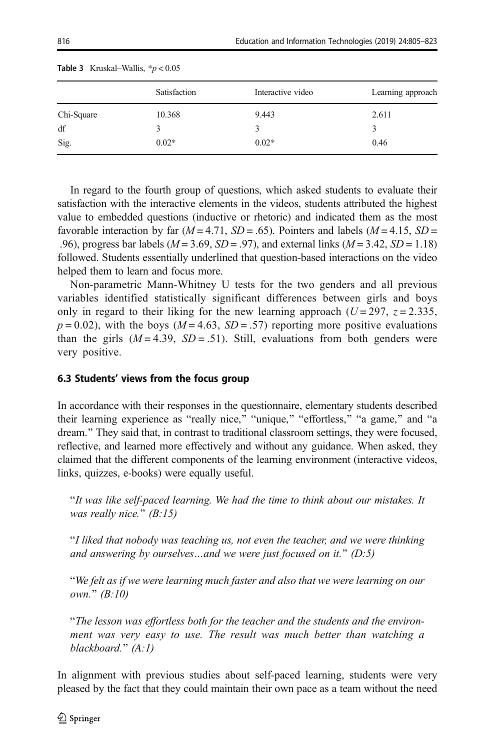**Table 3** Kruskal–Wallis, $*p < 0.05$

| | Satisfaction | Interactive video | Learning approach |
|---|---|---|---|
| Chi-Square | 10.368 | 9.443 | 2.611 |
| df | 3 | 3 | 3 |
| Sig. | 0.02* | 0.02* | 0.46 |

In regard to the fourth group of questions, which asked students to evaluate their satisfaction with the interactive elements in the videos, students attributed the highest value to embedded questions (inductive or rhetoric) and indicated them as the most favorable interaction by far ($M = 4.71$, $SD = .65$). Pointers and labels ($M = 4.15$, $SD = .96$), progress bar labels ($M = 3.69$, $SD = .97$), and external links ($M = 3.42$, $SD = 1.18$) followed. Students essentially underlined that question-based interactions on the video helped them to learn and focus more.

Non-parametric Mann-Whitney U tests for the two genders and all previous variables identified statistically significant differences between girls and boys only in regard to their liking for the new learning approach ($U = 297$, $z = 2.335$, $p = 0.02$), with the boys ($M = 4.63$, $SD = .57$) reporting more positive evaluations than the girls ($M = 4.39$, $SD = .51$). Still, evaluations from both genders were very positive.

### 6.3 Students' views from the focus group

In accordance with their responses in the questionnaire, elementary students described their learning experience as "really nice," "unique," "effortless," "a game," and "a dream." They said that, in contrast to traditional classroom settings, they were focused, reflective, and learned more effectively and without any guidance. When asked, they claimed that the different components of the learning environment (interactive videos, links, quizzes, e-books) were equally useful.

> "*It was like self-paced learning. We had the time to think about our mistakes. It was really nice.*" *(B:15)*

> "*I liked that nobody was teaching us, not even the teacher, and we were thinking and answering by ourselves…and we were just focused on it.*" *(D:5)*

> "*We felt as if we were learning much faster and also that we were learning on our own.*" *(B:10)*

> "*The lesson was effortless both for the teacher and the students and the environment was very easy to use. The result was much better than watching a blackboard.*" *(A:1)*

In alignment with previous studies about self-paced learning, students were very pleased by the fact that they could maintain their own pace as a team without the need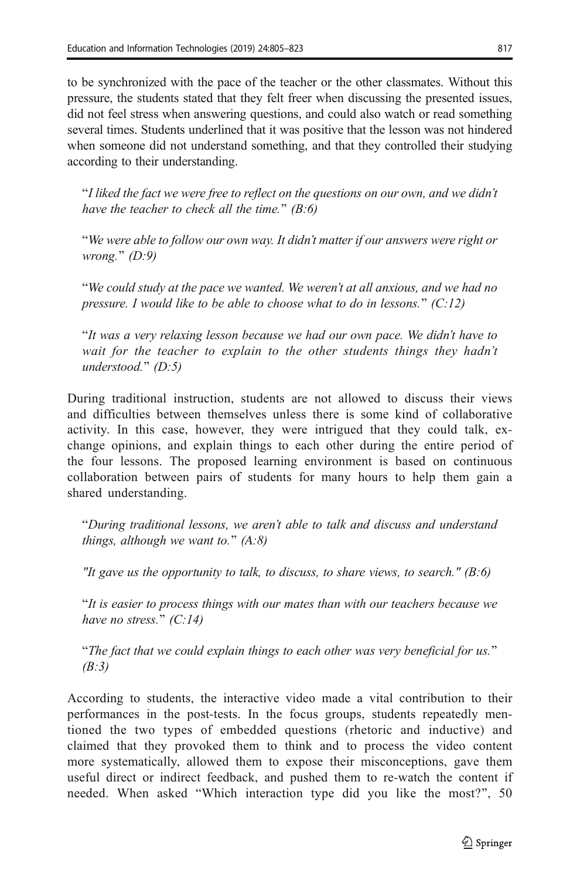to be synchronized with the pace of the teacher or the other classmates. Without this pressure, the students stated that they felt freer when discussing the presented issues, did not feel stress when answering questions, and could also watch or read something several times. Students underlined that it was positive that the lesson was not hindered when someone did not understand something, and that they controlled their studying according to their understanding.

> "*I liked the fact we were free to reflect on the questions on our own, and we didn't have the teacher to check all the time.*" *(B:6)*

> "*We were able to follow our own way. It didn't matter if our answers were right or wrong.*" *(D:9)*

> "*We could study at the pace we wanted. We weren't at all anxious, and we had no pressure. I would like to be able to choose what to do in lessons.*" *(C:12)*

> "*It was a very relaxing lesson because we had our own pace. We didn't have to wait for the teacher to explain to the other students things they hadn't understood.*" *(D:5)*

During traditional instruction, students are not allowed to discuss their views and difficulties between themselves unless there is some kind of collaborative activity. In this case, however, they were intrigued that they could talk, exchange opinions, and explain things to each other during the entire period of the four lessons. The proposed learning environment is based on continuous collaboration between pairs of students for many hours to help them gain a shared understanding.

> "*During traditional lessons, we aren't able to talk and discuss and understand things, although we want to.*" *(A:8)*

> *"It gave us the opportunity to talk, to discuss, to share views, to search." (B:6)*

> "*It is easier to process things with our mates than with our teachers because we have no stress.*" *(C:14)*

> "*The fact that we could explain things to each other was very beneficial for us.*" *(B:3)*

According to students, the interactive video made a vital contribution to their performances in the post-tests. In the focus groups, students repeatedly mentioned the two types of embedded questions (rhetoric and inductive) and claimed that they provoked them to think and to process the video content more systematically, allowed them to expose their misconceptions, gave them useful direct or indirect feedback, and pushed them to re-watch the content if needed. When asked "Which interaction type did you like the most?", 50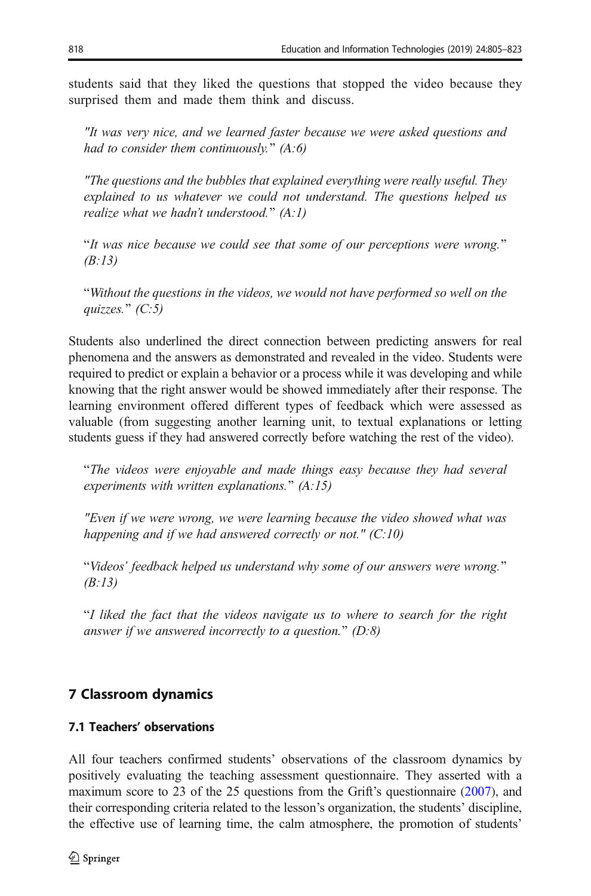students said that they liked the questions that stopped the video because they surprised them and made them think and discuss.

> *"It was very nice, and we learned faster because we were asked questions and had to consider them continuously."* (A:6)

> *"The questions and the bubbles that explained everything were really useful. They explained to us whatever we could not understand. The questions helped us realize what we hadn't understood."* (A:1)

> "*It was nice because we could see that some of our perceptions were wrong.*" (B:13)

> "*Without the questions in the videos, we would not have performed so well on the quizzes.*" (C:5)

Students also underlined the direct connection between predicting answers for real phenomena and the answers as demonstrated and revealed in the video. Students were required to predict or explain a behavior or a process while it was developing and while knowing that the right answer would be showed immediately after their response. The learning environment offered different types of feedback which were assessed as valuable (from suggesting another learning unit, to textual explanations or letting students guess if they had answered correctly before watching the rest of the video).

> "*The videos were enjoyable and made things easy because they had several experiments with written explanations.*" (A:15)

> *"Even if we were wrong, we were learning because the video showed what was happening and if we had answered correctly or not."* (C:10)

> "*Videos' feedback helped us understand why some of our answers were wrong.*" (B:13)

> "*I liked the fact that the videos navigate us to where to search for the right answer if we answered incorrectly to a question.*" (D:8)

## 7 Classroom dynamics

### 7.1 Teachers' observations

All four teachers confirmed students' observations of the classroom dynamics by positively evaluating the teaching assessment questionnaire. They asserted with a maximum score to 23 of the 25 questions from the Grift's questionnaire (2007), and their corresponding criteria related to the lesson's organization, the students' discipline, the effective use of learning time, the calm atmosphere, the promotion of students'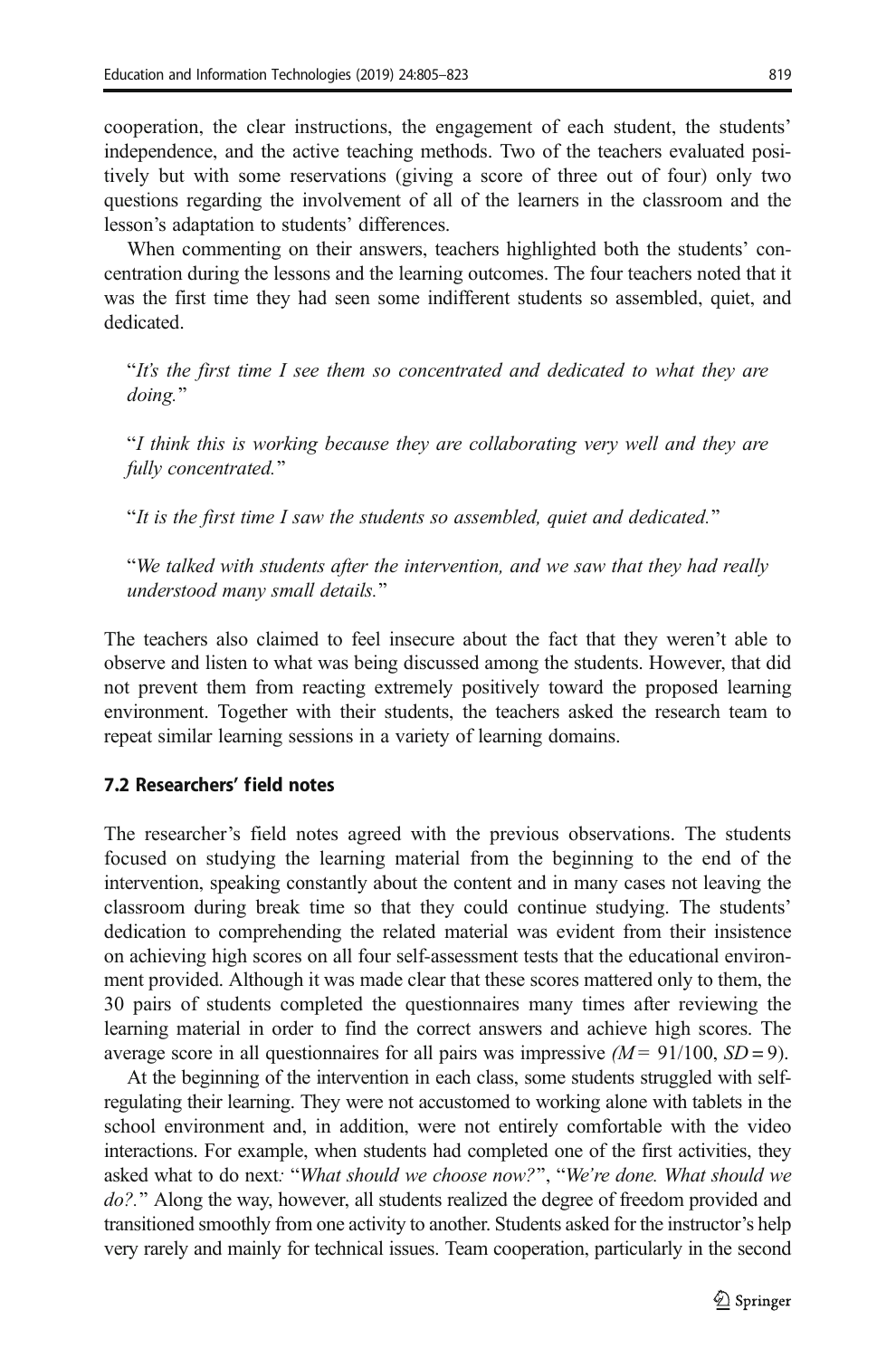cooperation, the clear instructions, the engagement of each student, the students' independence, and the active teaching methods. Two of the teachers evaluated positively but with some reservations (giving a score of three out of four) only two questions regarding the involvement of all of the learners in the classroom and the lesson's adaptation to students' differences.

When commenting on their answers, teachers highlighted both the students' concentration during the lessons and the learning outcomes. The four teachers noted that it was the first time they had seen some indifferent students so assembled, quiet, and dedicated.

> "*It's the first time I see them so concentrated and dedicated to what they are doing.*"
>
> "*I think this is working because they are collaborating very well and they are fully concentrated.*"
>
> "*It is the first time I saw the students so assembled, quiet and dedicated.*"
>
> "*We talked with students after the intervention, and we saw that they had really understood many small details.*"

The teachers also claimed to feel insecure about the fact that they weren't able to observe and listen to what was being discussed among the students. However, that did not prevent them from reacting extremely positively toward the proposed learning environment. Together with their students, the teachers asked the research team to repeat similar learning sessions in a variety of learning domains.

### 7.2 Researchers' field notes

The researcher's field notes agreed with the previous observations. The students focused on studying the learning material from the beginning to the end of the intervention, speaking constantly about the content and in many cases not leaving the classroom during break time so that they could continue studying. The students' dedication to comprehending the related material was evident from their insistence on achieving high scores on all four self-assessment tests that the educational environment provided. Although it was made clear that these scores mattered only to them, the 30 pairs of students completed the questionnaires many times after reviewing the learning material in order to find the correct answers and achieve high scores. The average score in all questionnaires for all pairs was impressive ($M = 91/100$, $SD = 9$).

At the beginning of the intervention in each class, some students struggled with self-regulating their learning. They were not accustomed to working alone with tablets in the school environment and, in addition, were not entirely comfortable with the video interactions. For example, when students had completed one of the first activities, they asked what to do next: "*What should we choose now?*", "*We're done. What should we do?.*" Along the way, however, all students realized the degree of freedom provided and transitioned smoothly from one activity to another. Students asked for the instructor's help very rarely and mainly for technical issues. Team cooperation, particularly in the second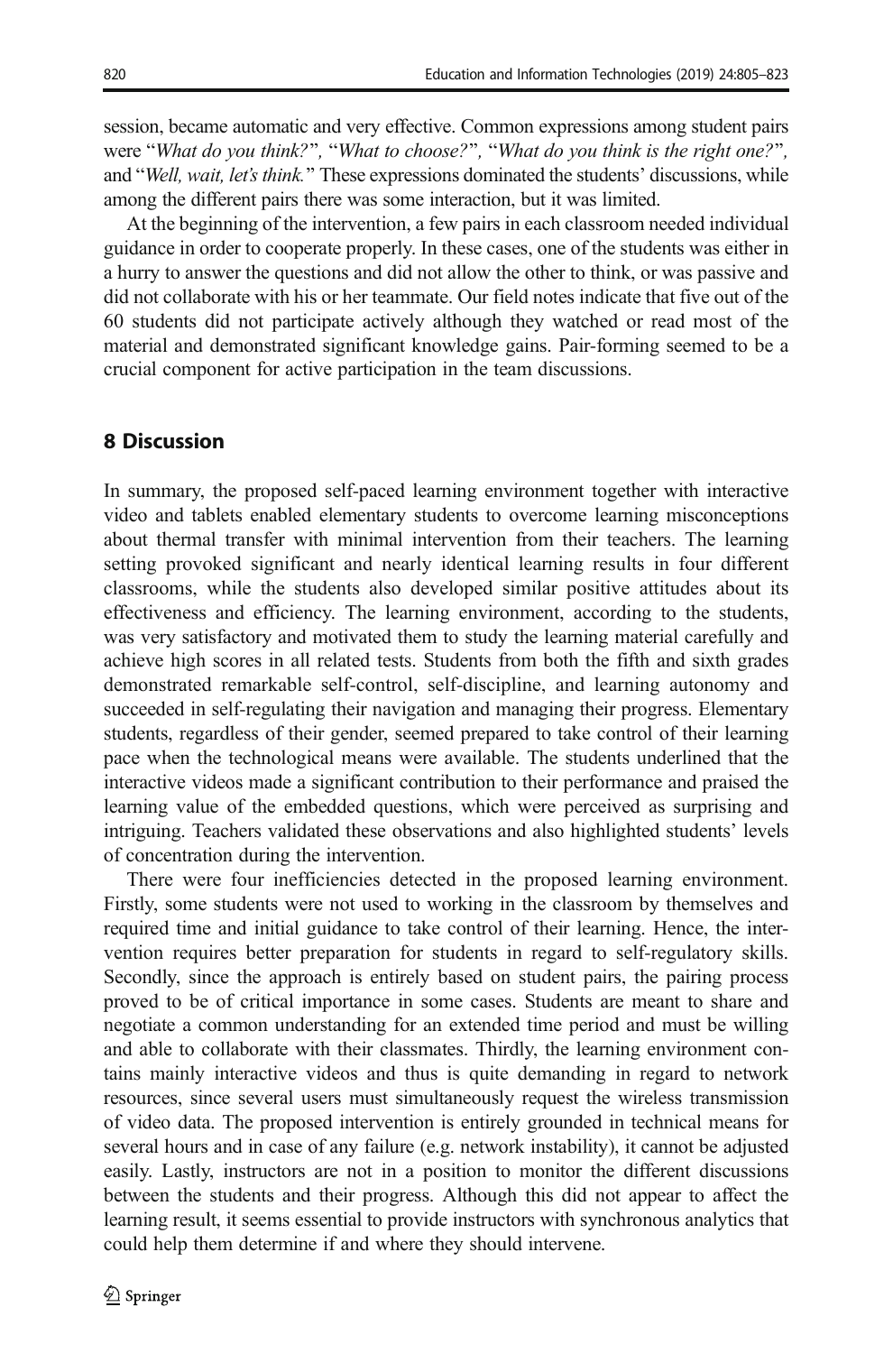session, became automatic and very effective. Common expressions among student pairs were "*What do you think?*", "*What to choose?*", "*What do you think is the right one?*", and "*Well, wait, let's think.*" These expressions dominated the students' discussions, while among the different pairs there was some interaction, but it was limited.

At the beginning of the intervention, a few pairs in each classroom needed individual guidance in order to cooperate properly. In these cases, one of the students was either in a hurry to answer the questions and did not allow the other to think, or was passive and did not collaborate with his or her teammate. Our field notes indicate that five out of the 60 students did not participate actively although they watched or read most of the material and demonstrated significant knowledge gains. Pair-forming seemed to be a crucial component for active participation in the team discussions.

## 8 Discussion

In summary, the proposed self-paced learning environment together with interactive video and tablets enabled elementary students to overcome learning misconceptions about thermal transfer with minimal intervention from their teachers. The learning setting provoked significant and nearly identical learning results in four different classrooms, while the students also developed similar positive attitudes about its effectiveness and efficiency. The learning environment, according to the students, was very satisfactory and motivated them to study the learning material carefully and achieve high scores in all related tests. Students from both the fifth and sixth grades demonstrated remarkable self-control, self-discipline, and learning autonomy and succeeded in self-regulating their navigation and managing their progress. Elementary students, regardless of their gender, seemed prepared to take control of their learning pace when the technological means were available. The students underlined that the interactive videos made a significant contribution to their performance and praised the learning value of the embedded questions, which were perceived as surprising and intriguing. Teachers validated these observations and also highlighted students' levels of concentration during the intervention.

There were four inefficiencies detected in the proposed learning environment. Firstly, some students were not used to working in the classroom by themselves and required time and initial guidance to take control of their learning. Hence, the intervention requires better preparation for students in regard to self-regulatory skills. Secondly, since the approach is entirely based on student pairs, the pairing process proved to be of critical importance in some cases. Students are meant to share and negotiate a common understanding for an extended time period and must be willing and able to collaborate with their classmates. Thirdly, the learning environment contains mainly interactive videos and thus is quite demanding in regard to network resources, since several users must simultaneously request the wireless transmission of video data. The proposed intervention is entirely grounded in technical means for several hours and in case of any failure (e.g. network instability), it cannot be adjusted easily. Lastly, instructors are not in a position to monitor the different discussions between the students and their progress. Although this did not appear to affect the learning result, it seems essential to provide instructors with synchronous analytics that could help them determine if and where they should intervene.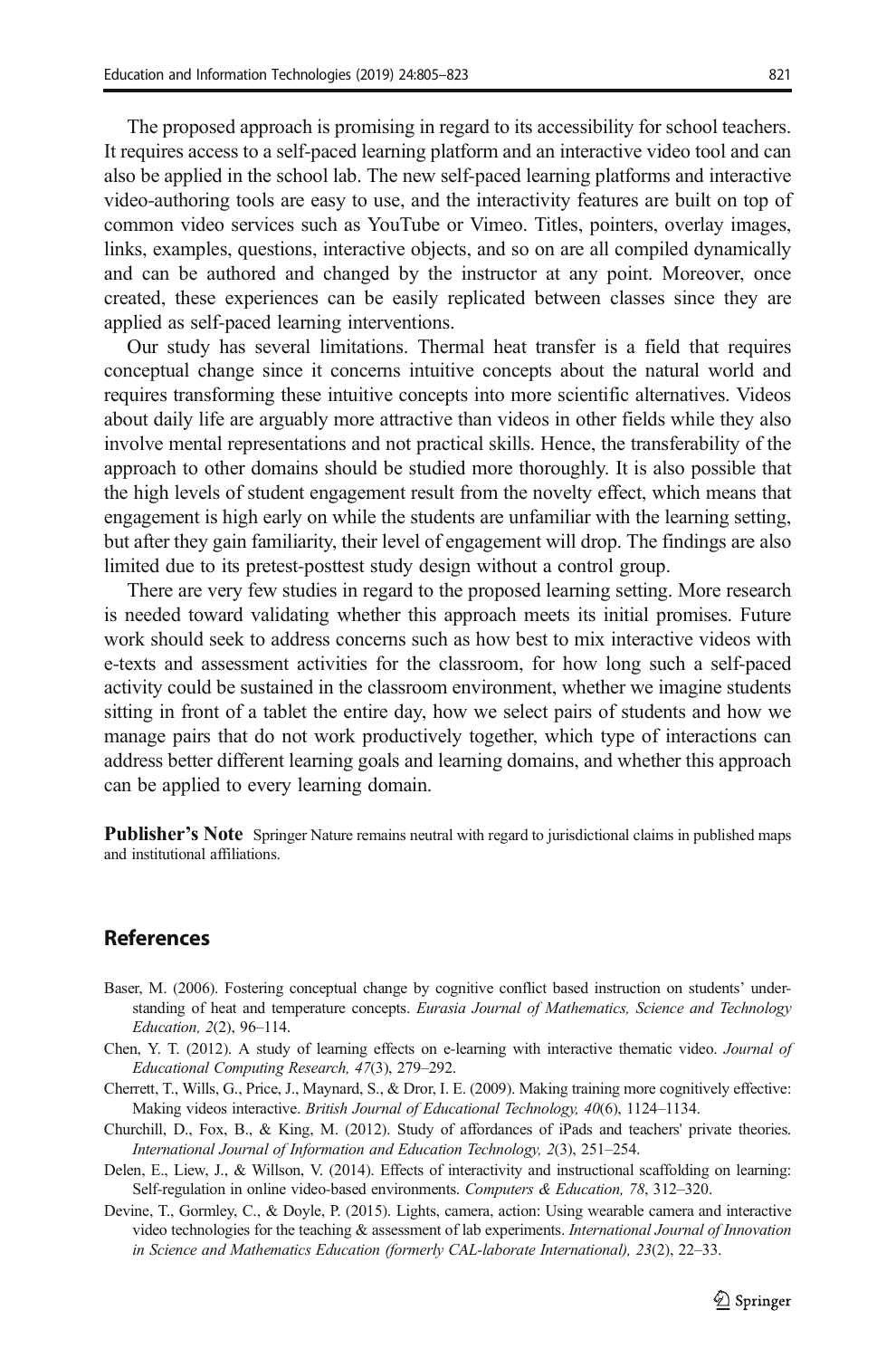The proposed approach is promising in regard to its accessibility for school teachers. It requires access to a self-paced learning platform and an interactive video tool and can also be applied in the school lab. The new self-paced learning platforms and interactive video-authoring tools are easy to use, and the interactivity features are built on top of common video services such as YouTube or Vimeo. Titles, pointers, overlay images, links, examples, questions, interactive objects, and so on are all compiled dynamically and can be authored and changed by the instructor at any point. Moreover, once created, these experiences can be easily replicated between classes since they are applied as self-paced learning interventions.

Our study has several limitations. Thermal heat transfer is a field that requires conceptual change since it concerns intuitive concepts about the natural world and requires transforming these intuitive concepts into more scientific alternatives. Videos about daily life are arguably more attractive than videos in other fields while they also involve mental representations and not practical skills. Hence, the transferability of the approach to other domains should be studied more thoroughly. It is also possible that the high levels of student engagement result from the novelty effect, which means that engagement is high early on while the students are unfamiliar with the learning setting, but after they gain familiarity, their level of engagement will drop. The findings are also limited due to its pretest-posttest study design without a control group.

There are very few studies in regard to the proposed learning setting. More research is needed toward validating whether this approach meets its initial promises. Future work should seek to address concerns such as how best to mix interactive videos with e-texts and assessment activities for the classroom, for how long such a self-paced activity could be sustained in the classroom environment, whether we imagine students sitting in front of a tablet the entire day, how we select pairs of students and how we manage pairs that do not work productively together, which type of interactions can address better different learning goals and learning domains, and whether this approach can be applied to every learning domain.

**Publisher's Note** Springer Nature remains neutral with regard to jurisdictional claims in published maps and institutional affiliations.

## References

Baser, M. (2006). Fostering conceptual change by cognitive conflict based instruction on students' understanding of heat and temperature concepts. *Eurasia Journal of Mathematics, Science and Technology Education, 2*(2), 96–114.

Chen, Y. T. (2012). A study of learning effects on e-learning with interactive thematic video. *Journal of Educational Computing Research, 47*(3), 279–292.

Cherrett, T., Wills, G., Price, J., Maynard, S., & Dror, I. E. (2009). Making training more cognitively effective: Making videos interactive. *British Journal of Educational Technology, 40*(6), 1124–1134.

Churchill, D., Fox, B., & King, M. (2012). Study of affordances of iPads and teachers' private theories. *International Journal of Information and Education Technology, 2*(3), 251–254.

Delen, E., Liew, J., & Willson, V. (2014). Effects of interactivity and instructional scaffolding on learning: Self-regulation in online video-based environments. *Computers & Education, 78*, 312–320.

Devine, T., Gormley, C., & Doyle, P. (2015). Lights, camera, action: Using wearable camera and interactive video technologies for the teaching & assessment of lab experiments. *International Journal of Innovation in Science and Mathematics Education (formerly CAL-laborate International), 23*(2), 22–33.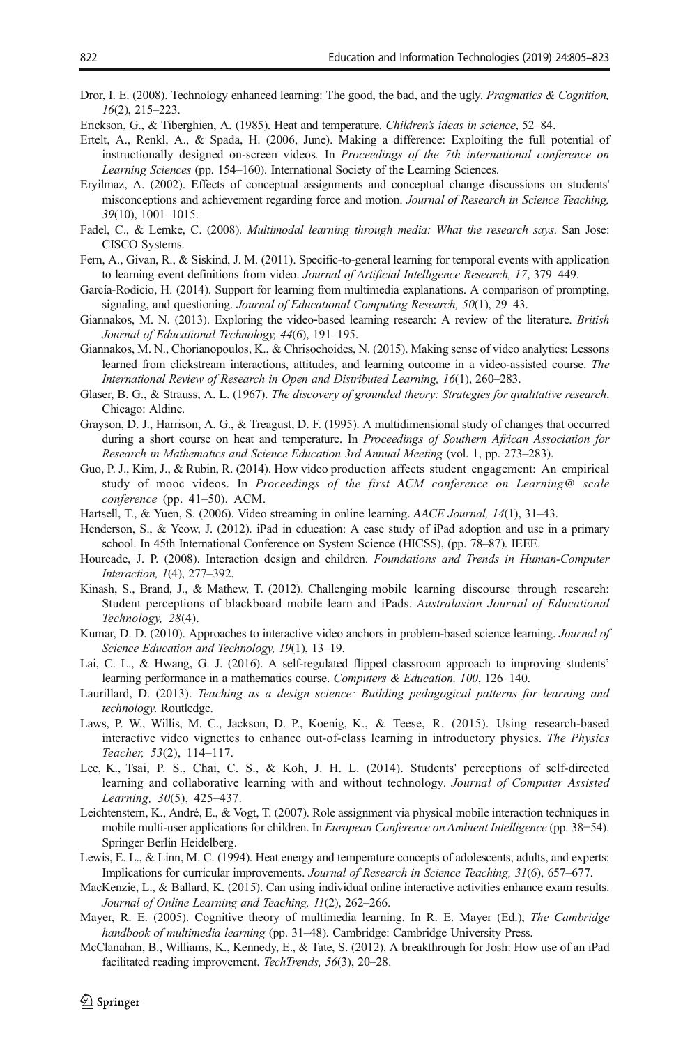Dror, I. E. (2008). Technology enhanced learning: The good, the bad, and the ugly. *Pragmatics & Cognition, 16*(2), 215–223.

Erickson, G., & Tiberghien, A. (1985). Heat and temperature. *Children's ideas in science*, 52–84.

Ertelt, A., Renkl, A., & Spada, H. (2006, June). Making a difference: Exploiting the full potential of instructionally designed on-screen videos. In *Proceedings of the 7th international conference on Learning Sciences* (pp. 154–160). International Society of the Learning Sciences.

Eryilmaz, A. (2002). Effects of conceptual assignments and conceptual change discussions on students' misconceptions and achievement regarding force and motion. *Journal of Research in Science Teaching, 39*(10), 1001–1015.

Fadel, C., & Lemke, C. (2008). *Multimodal learning through media: What the research says*. San Jose: CISCO Systems.

Fern, A., Givan, R., & Siskind, J. M. (2011). Specific-to-general learning for temporal events with application to learning event definitions from video. *Journal of Artificial Intelligence Research, 17*, 379–449.

García-Rodicio, H. (2014). Support for learning from multimedia explanations. A comparison of prompting, signaling, and questioning. *Journal of Educational Computing Research, 50*(1), 29–43.

Giannakos, M. N. (2013). Exploring the video-based learning research: A review of the literature. *British Journal of Educational Technology, 44*(6), 191–195.

Giannakos, M. N., Chorianopoulos, K., & Chrisochoides, N. (2015). Making sense of video analytics: Lessons learned from clickstream interactions, attitudes, and learning outcome in a video-assisted course. *The International Review of Research in Open and Distributed Learning, 16*(1), 260–283.

Glaser, B. G., & Strauss, A. L. (1967). *The discovery of grounded theory: Strategies for qualitative research*. Chicago: Aldine.

Grayson, D. J., Harrison, A. G., & Treagust, D. F. (1995). A multidimensional study of changes that occurred during a short course on heat and temperature. In *Proceedings of Southern African Association for Research in Mathematics and Science Education 3rd Annual Meeting* (vol. 1, pp. 273–283).

Guo, P. J., Kim, J., & Rubin, R. (2014). How video production affects student engagement: An empirical study of mooc videos. In *Proceedings of the first ACM conference on Learning@ scale conference* (pp. 41–50). ACM.

Hartsell, T., & Yuen, S. (2006). Video streaming in online learning. *AACE Journal, 14*(1), 31–43.

Henderson, S., & Yeow, J. (2012). iPad in education: A case study of iPad adoption and use in a primary school. In 45th International Conference on System Science (HICSS), (pp. 78–87). IEEE.

Hourcade, J. P. (2008). Interaction design and children. *Foundations and Trends in Human-Computer Interaction, 1*(4), 277–392.

Kinash, S., Brand, J., & Mathew, T. (2012). Challenging mobile learning discourse through research: Student perceptions of blackboard mobile learn and iPads. *Australasian Journal of Educational Technology, 28*(4).

Kumar, D. D. (2010). Approaches to interactive video anchors in problem-based science learning. *Journal of Science Education and Technology, 19*(1), 13–19.

Lai, C. L., & Hwang, G. J. (2016). A self-regulated flipped classroom approach to improving students' learning performance in a mathematics course. *Computers & Education, 100*, 126–140.

Laurillard, D. (2013). *Teaching as a design science: Building pedagogical patterns for learning and technology*. Routledge.

Laws, P. W., Willis, M. C., Jackson, D. P., Koenig, K., & Teese, R. (2015). Using research-based interactive video vignettes to enhance out-of-class learning in introductory physics. *The Physics Teacher, 53*(2), 114–117.

Lee, K., Tsai, P. S., Chai, C. S., & Koh, J. H. L. (2014). Students' perceptions of self-directed learning and collaborative learning with and without technology. *Journal of Computer Assisted Learning, 30*(5), 425–437.

Leichtenstern, K., André, E., & Vogt, T. (2007). Role assignment via physical mobile interaction techniques in mobile multi-user applications for children. In *European Conference on Ambient Intelligence* (pp. 38−54). Springer Berlin Heidelberg.

Lewis, E. L., & Linn, M. C. (1994). Heat energy and temperature concepts of adolescents, adults, and experts: Implications for curricular improvements. *Journal of Research in Science Teaching, 31*(6), 657–677.

MacKenzie, L., & Ballard, K. (2015). Can using individual online interactive activities enhance exam results. *Journal of Online Learning and Teaching, 11*(2), 262–266.

Mayer, R. E. (2005). Cognitive theory of multimedia learning. In R. E. Mayer (Ed.), *The Cambridge handbook of multimedia learning* (pp. 31–48). Cambridge: Cambridge University Press.

McClanahan, B., Williams, K., Kennedy, E., & Tate, S. (2012). A breakthrough for Josh: How use of an iPad facilitated reading improvement. *TechTrends, 56*(3), 20–28.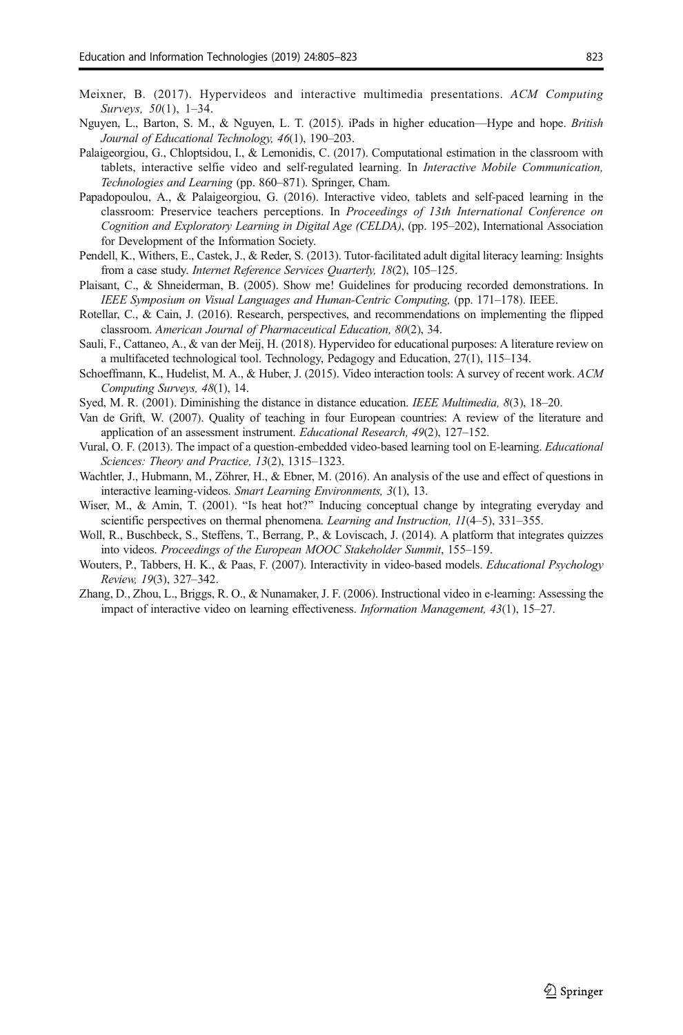Meixner, B. (2017). Hypervideos and interactive multimedia presentations. *ACM Computing Surveys, 50*(1), 1–34.

Nguyen, L., Barton, S. M., & Nguyen, L. T. (2015). iPads in higher education—Hype and hope. *British Journal of Educational Technology, 46*(1), 190–203.

Palaigeorgiou, G., Chloptsidou, I., & Lemonidis, C. (2017). Computational estimation in the classroom with tablets, interactive selfie video and self-regulated learning. In *Interactive Mobile Communication, Technologies and Learning* (pp. 860–871). Springer, Cham.

Papadopoulou, A., & Palaigeorgiou, G. (2016). Interactive video, tablets and self-paced learning in the classroom: Preservice teachers perceptions. In *Proceedings of 13th International Conference on Cognition and Exploratory Learning in Digital Age (CELDA)*, (pp. 195–202), International Association for Development of the Information Society.

Pendell, K., Withers, E., Castek, J., & Reder, S. (2013). Tutor-facilitated adult digital literacy learning: Insights from a case study. *Internet Reference Services Quarterly, 18*(2), 105–125.

Plaisant, C., & Shneiderman, B. (2005). Show me! Guidelines for producing recorded demonstrations. In *IEEE Symposium on Visual Languages and Human-Centric Computing,* (pp. 171–178). IEEE.

Rotellar, C., & Cain, J. (2016). Research, perspectives, and recommendations on implementing the flipped classroom. *American Journal of Pharmaceutical Education, 80*(2), 34.

Sauli, F., Cattaneo, A., & van der Meij, H. (2018). Hypervideo for educational purposes: A literature review on a multifaceted technological tool. Technology, Pedagogy and Education, 27(1), 115–134.

Schoeffmann, K., Hudelist, M. A., & Huber, J. (2015). Video interaction tools: A survey of recent work. *ACM Computing Surveys, 48*(1), 14.

Syed, M. R. (2001). Diminishing the distance in distance education. *IEEE Multimedia, 8*(3), 18–20.

Van de Grift, W. (2007). Quality of teaching in four European countries: A review of the literature and application of an assessment instrument. *Educational Research, 49*(2), 127–152.

Vural, O. F. (2013). The impact of a question-embedded video-based learning tool on E-learning. *Educational Sciences: Theory and Practice, 13*(2), 1315–1323.

Wachtler, J., Hubmann, M., Zöhrer, H., & Ebner, M. (2016). An analysis of the use and effect of questions in interactive learning-videos. *Smart Learning Environments, 3*(1), 13.

Wiser, M., & Amin, T. (2001). "Is heat hot?" Inducing conceptual change by integrating everyday and scientific perspectives on thermal phenomena. *Learning and Instruction, 11*(4–5), 331–355.

Woll, R., Buschbeck, S., Steffens, T., Berrang, P., & Loviscach, J. (2014). A platform that integrates quizzes into videos. *Proceedings of the European MOOC Stakeholder Summit*, 155–159.

Wouters, P., Tabbers, H. K., & Paas, F. (2007). Interactivity in video-based models. *Educational Psychology Review, 19*(3), 327–342.

Zhang, D., Zhou, L., Briggs, R. O., & Nunamaker, J. F. (2006). Instructional video in e-learning: Assessing the impact of interactive video on learning effectiveness. *Information Management, 43*(1), 15–27.